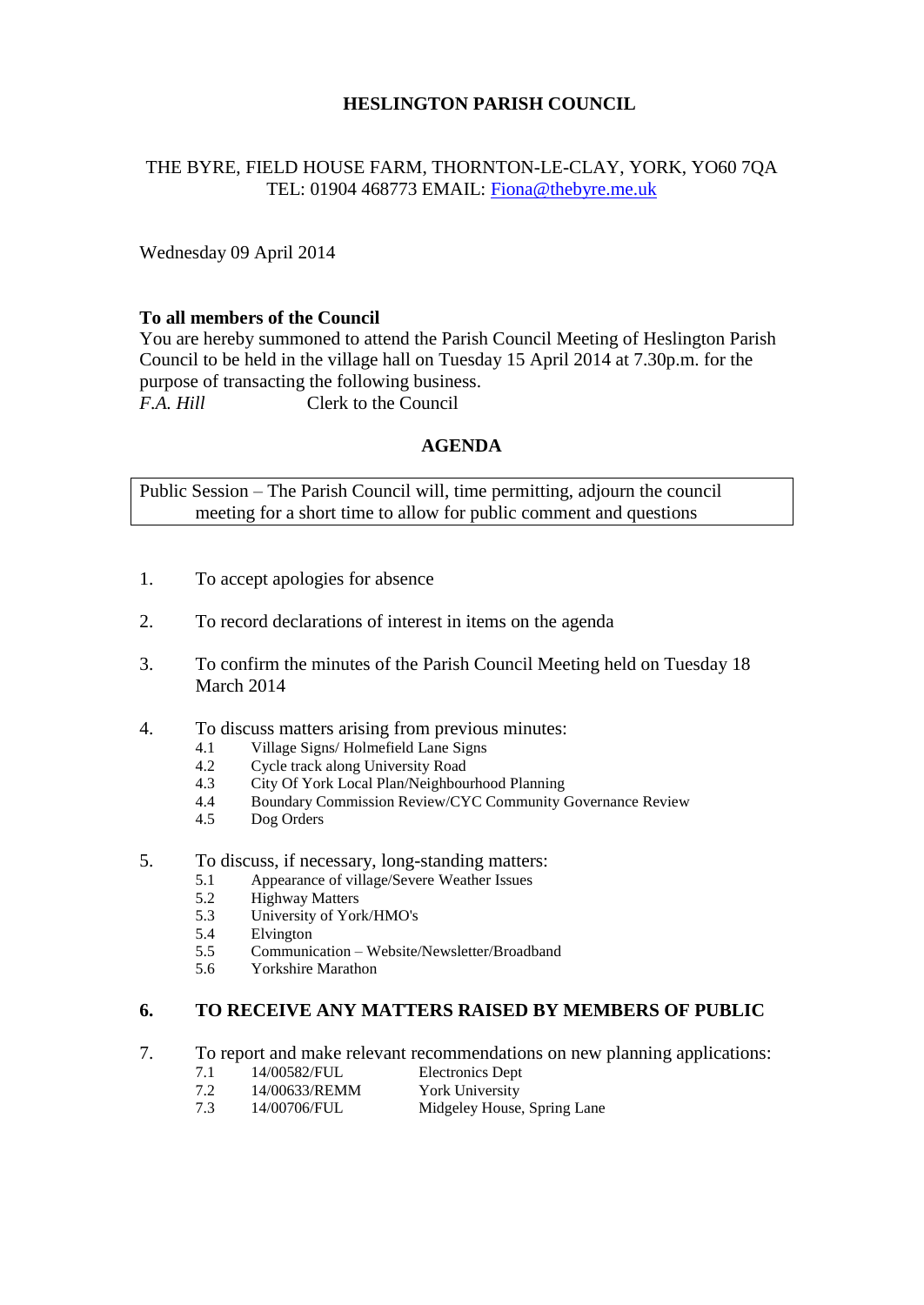# HESLINGTON PARISH COUNCIL

THE BYRE, FIELD HOUSE FARM, THORNTON-LE-CLAY, YORK, YO60 7QA
TEL: 01904 468773 EMAIL: Fiona@thebyre.me.uk

Wednesday 09 April 2014

**To all members of the Council**
You are hereby summoned to attend the Parish Council Meeting of Heslington Parish Council to be held in the village hall on Tuesday 15 April 2014 at 7.30p.m. for the purpose of transacting the following business.
*F.A. Hill* Clerk to the Council

## AGENDA

Public Session – The Parish Council will, time permitting, adjourn the council meeting for a short time to allow for public comment and questions

1. To accept apologies for absence

2. To record declarations of interest in items on the agenda

3. To confirm the minutes of the Parish Council Meeting held on Tuesday 18 March 2014

4. To discuss matters arising from previous minutes:
   - 4.1 Village Signs/ Holmefield Lane Signs
   - 4.2 Cycle track along University Road
   - 4.3 City Of York Local Plan/Neighbourhood Planning
   - 4.4 Boundary Commission Review/CYC Community Governance Review
   - 4.5 Dog Orders

5. To discuss, if necessary, long-standing matters:
   - 5.1 Appearance of village/Severe Weather Issues
   - 5.2 Highway Matters
   - 5.3 University of York/HMO's
   - 5.4 Elvington
   - 5.5 Communication – Website/Newsletter/Broadband
   - 5.6 Yorkshire Marathon

6. **TO RECEIVE ANY MATTERS RAISED BY MEMBERS OF PUBLIC**

7. To report and make relevant recommendations on new planning applications:
   - 7.1 14/00582/FUL Electronics Dept
   - 7.2 14/00633/REMM York University
   - 7.3 14/00706/FUL Midgeley House, Spring Lane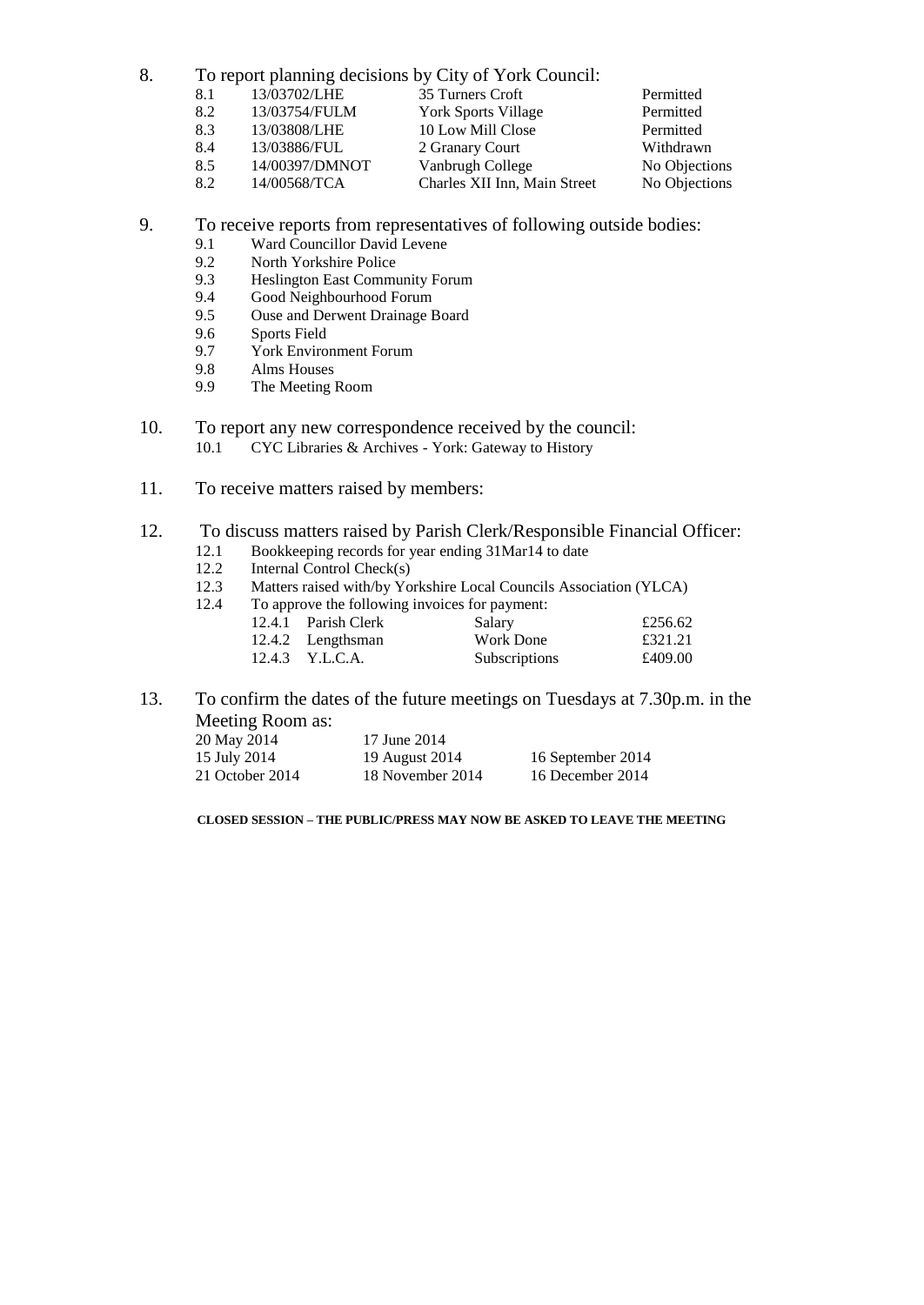8. To report planning decisions by City of York Council:

| | | | |
|---|---|---|---|
| 8.1 | 13/03702/LHE | 35 Turners Croft | Permitted |
| 8.2 | 13/03754/FULM | York Sports Village | Permitted |
| 8.3 | 13/03808/LHE | 10 Low Mill Close | Permitted |
| 8.4 | 13/03886/FUL | 2 Granary Court | Withdrawn |
| 8.5 | 14/00397/DMNOT | Vanbrugh College | No Objections |
| 8.2 | 14/00568/TCA | Charles XII Inn, Main Street | No Objections |

9. To receive reports from representatives of following outside bodies:
   - 9.1 Ward Councillor David Levene
   - 9.2 North Yorkshire Police
   - 9.3 Heslington East Community Forum
   - 9.4 Good Neighbourhood Forum
   - 9.5 Ouse and Derwent Drainage Board
   - 9.6 Sports Field
   - 9.7 York Environment Forum
   - 9.8 Alms Houses
   - 9.9 The Meeting Room

10. To report any new correspondence received by the council:
    - 10.1 CYC Libraries & Archives - York: Gateway to History

11. To receive matters raised by members:

12. To discuss matters raised by Parish Clerk/Responsible Financial Officer:
    - 12.1 Bookkeeping records for year ending 31Mar14 to date
    - 12.2 Internal Control Check(s)
    - 12.3 Matters raised with/by Yorkshire Local Councils Association (YLCA)
    - 12.4 To approve the following invoices for payment:

| | | | |
|---|---|---|---|
| 12.4.1 | Parish Clerk | Salary | £256.62 |
| 12.4.2 | Lengthsman | Work Done | £321.21 |
| 12.4.3 | Y.L.C.A. | Subscriptions | £409.00 |

13. To confirm the dates of the future meetings on Tuesdays at 7.30p.m. in the Meeting Room as:

| | | |
|---|---|---|
| 20 May 2014 | 17 June 2014 | |
| 15 July 2014 | 19 August 2014 | 16 September 2014 |
| 21 October 2014 | 18 November 2014 | 16 December 2014 |

**CLOSED SESSION – THE PUBLIC/PRESS MAY NOW BE ASKED TO LEAVE THE MEETING**